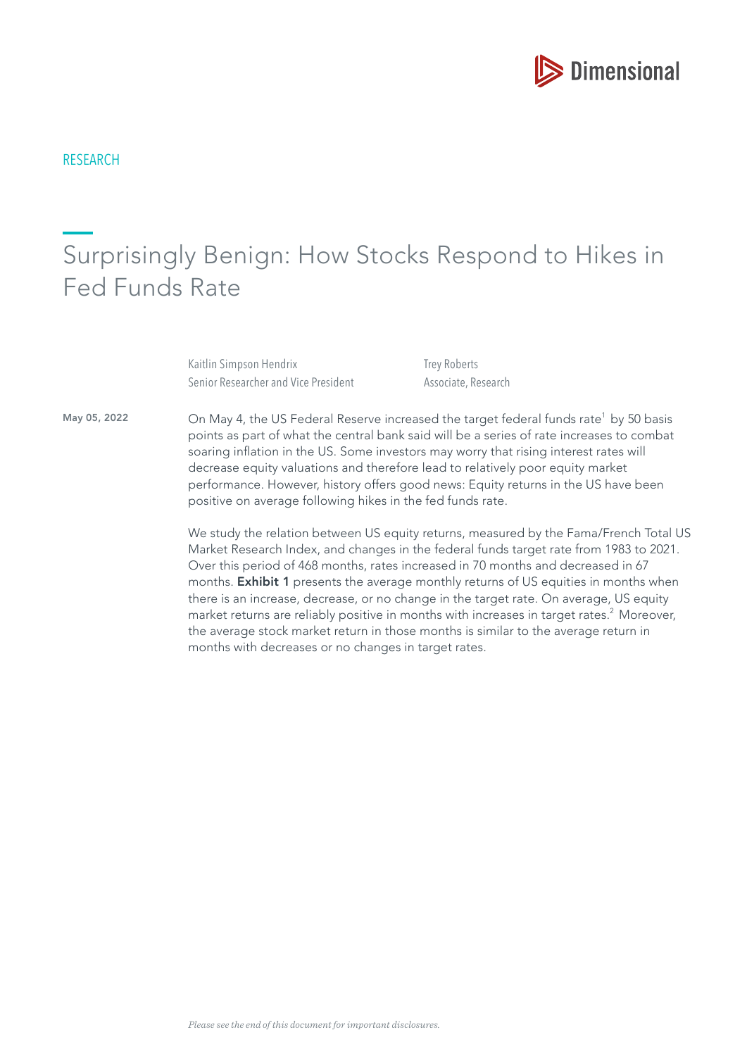RESEARCH

# Surprisingly Benign: How Stocks Respond to Hikes in Fed Funds Rate

Kaitlin Simpson Hendrix
Senior Researcher and Vice President

Trey Roberts
Associate, Research

May 05, 2022

On May 4, the US Federal Reserve increased the target federal funds rate[1] by 50 basis points as part of what the central bank said will be a series of rate increases to combat soaring inflation in the US. Some investors may worry that rising interest rates will decrease equity valuations and therefore lead to relatively poor equity market performance. However, history offers good news: Equity returns in the US have been positive on average following hikes in the fed funds rate.

We study the relation between US equity returns, measured by the Fama/French Total US Market Research Index, and changes in the federal funds target rate from 1983 to 2021. Over this period of 468 months, rates increased in 70 months and decreased in 67 months. **Exhibit 1** presents the average monthly returns of US equities in months when there is an increase, decrease, or no change in the target rate. On average, US equity market returns are reliably positive in months with increases in target rates.[2] Moreover, the average stock market return in those months is similar to the average return in months with decreases or no changes in target rates.

*Please see the end of this document for important disclosures.*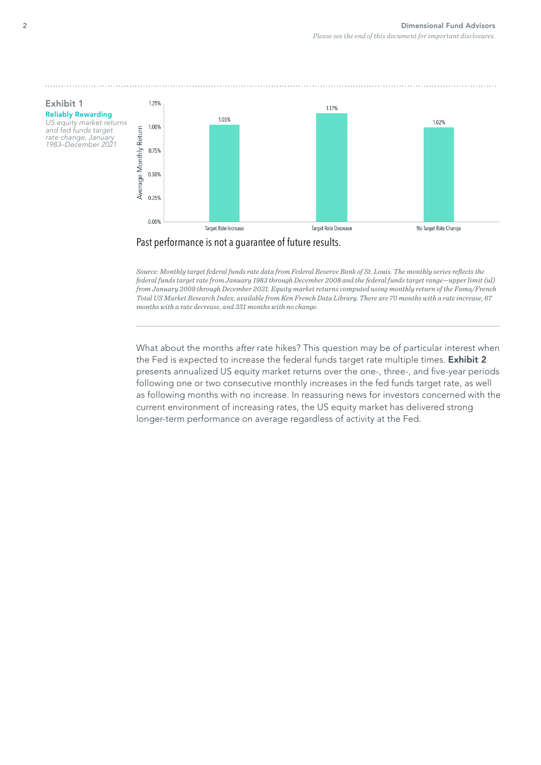**Exhibit 1**

**Reliably Rewarding**

*US equity market returns and fed funds target rate change, January 1983–December 2021*

| | Average Monthly Return |
|---|---|
| Target Rate Increase | 1.05% |
| Target Rate Decrease | 1.17% |
| No Target Rate Change | 1.02% |

Past performance is not a guarantee of future results.

*Source: Monthly target federal funds rate data from Federal Reserve Bank of St. Louis. The monthly series reflects the federal funds target rate from January 1983 through December 2008 and the federal funds target range—upper limit (ul) from January 2009 through December 2021. Equity market returns computed using monthly return of the Fama/French Total US Market Research Index, available from Ken French Data Library. There are 70 months with a rate increase, 67 months with a rate decrease, and 331 months with no change.*

---

What about the months *after* rate hikes? This question may be of particular interest when the Fed is expected to increase the federal funds target rate multiple times. **Exhibit 2** presents annualized US equity market returns over the one-, three-, and five-year periods following one or two consecutive monthly increases in the fed funds target rate, as well as following months with no increase. In reassuring news for investors concerned with the current environment of increasing rates, the US equity market has delivered strong longer-term performance on average regardless of activity at the Fed.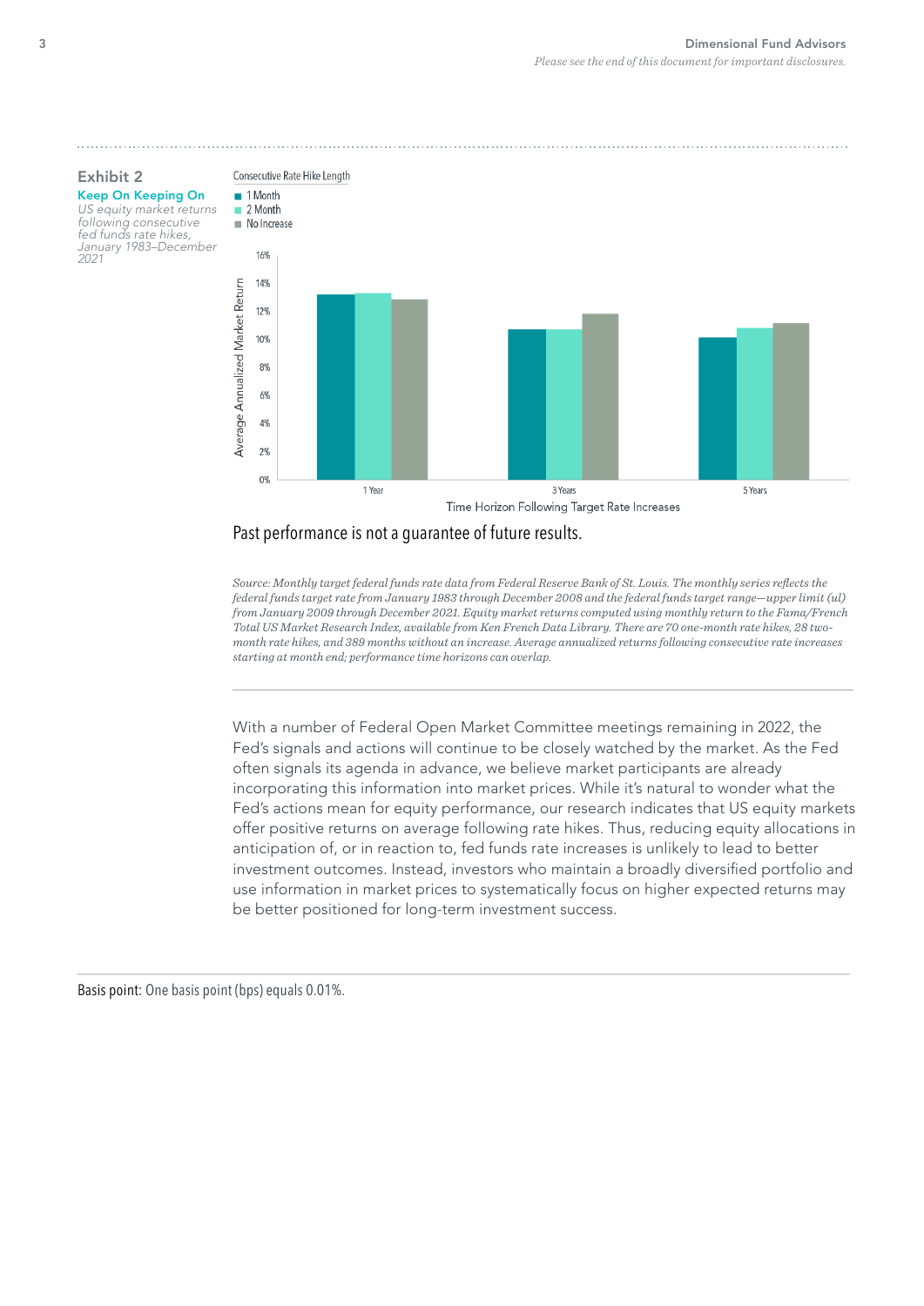**Exhibit 2**

**Keep On Keeping On**

*US equity market returns following consecutive fed funds rate hikes, January 1983–December 2021*

Consecutive Rate Hike Length

- 1 Month
- 2 Month
- No Increase

Average Annualized Market Return (0%–16%)

Time Horizon Following Target Rate Increases: 1 Year, 3 Years, 5 Years

Past performance is not a guarantee of future results.

*Source: Monthly target federal funds rate data from Federal Reserve Bank of St. Louis. The monthly series reflects the federal funds target rate from January 1983 through December 2008 and the federal funds target range—upper limit (ul) from January 2009 through December 2021. Equity market returns computed using monthly return to the Fama/French Total US Market Research Index, available from Ken French Data Library. There are 70 one-month rate hikes, 28 two-month rate hikes, and 389 months without an increase. Average annualized returns following consecutive rate increases starting at month end; performance time horizons can overlap.*

---

With a number of Federal Open Market Committee meetings remaining in 2022, the Fed's signals and actions will continue to be closely watched by the market. As the Fed often signals its agenda in advance, we believe market participants are already incorporating this information into market prices. While it's natural to wonder what the Fed's actions mean for equity performance, our research indicates that US equity markets offer positive returns on average following rate hikes. Thus, reducing equity allocations in anticipation of, or in reaction to, fed funds rate increases is unlikely to lead to better investment outcomes. Instead, investors who maintain a broadly diversified portfolio and use information in market prices to systematically focus on higher expected returns may be better positioned for long-term investment success.

---

Basis point: One basis point (bps) equals 0.01%.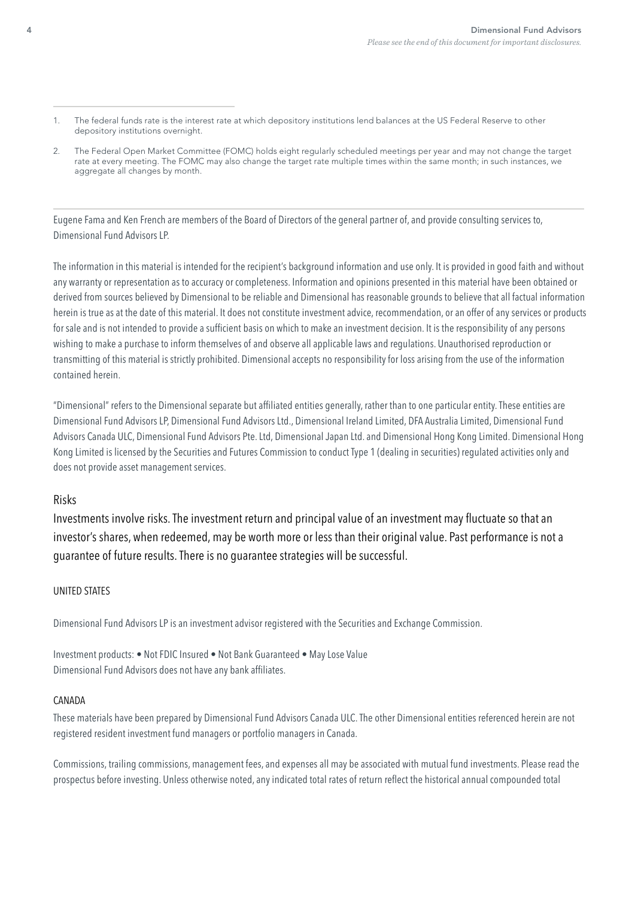1. The federal funds rate is the interest rate at which depository institutions lend balances at the US Federal Reserve to other depository institutions overnight.

2. The Federal Open Market Committee (FOMC) holds eight regularly scheduled meetings per year and may not change the target rate at every meeting. The FOMC may also change the target rate multiple times within the same month; in such instances, we aggregate all changes by month.

---

Eugene Fama and Ken French are members of the Board of Directors of the general partner of, and provide consulting services to, Dimensional Fund Advisors LP.

The information in this material is intended for the recipient's background information and use only. It is provided in good faith and without any warranty or representation as to accuracy or completeness. Information and opinions presented in this material have been obtained or derived from sources believed by Dimensional to be reliable and Dimensional has reasonable grounds to believe that all factual information herein is true as at the date of this material. It does not constitute investment advice, recommendation, or an offer of any services or products for sale and is not intended to provide a sufficient basis on which to make an investment decision. It is the responsibility of any persons wishing to make a purchase to inform themselves of and observe all applicable laws and regulations. Unauthorised reproduction or transmitting of this material is strictly prohibited. Dimensional accepts no responsibility for loss arising from the use of the information contained herein.

"Dimensional" refers to the Dimensional separate but affiliated entities generally, rather than to one particular entity. These entities are Dimensional Fund Advisors LP, Dimensional Fund Advisors Ltd., Dimensional Ireland Limited, DFA Australia Limited, Dimensional Fund Advisors Canada ULC, Dimensional Fund Advisors Pte. Ltd, Dimensional Japan Ltd. and Dimensional Hong Kong Limited. Dimensional Hong Kong Limited is licensed by the Securities and Futures Commission to conduct Type 1 (dealing in securities) regulated activities only and does not provide asset management services.

## Risks

Investments involve risks. The investment return and principal value of an investment may fluctuate so that an investor's shares, when redeemed, may be worth more or less than their original value. Past performance is not a guarantee of future results. There is no guarantee strategies will be successful.

### UNITED STATES

Dimensional Fund Advisors LP is an investment advisor registered with the Securities and Exchange Commission.

Investment products: • Not FDIC Insured • Not Bank Guaranteed • May Lose Value
Dimensional Fund Advisors does not have any bank affiliates.

### CANADA

These materials have been prepared by Dimensional Fund Advisors Canada ULC. The other Dimensional entities referenced herein are not registered resident investment fund managers or portfolio managers in Canada.

Commissions, trailing commissions, management fees, and expenses all may be associated with mutual fund investments. Please read the prospectus before investing. Unless otherwise noted, any indicated total rates of return reflect the historical annual compounded total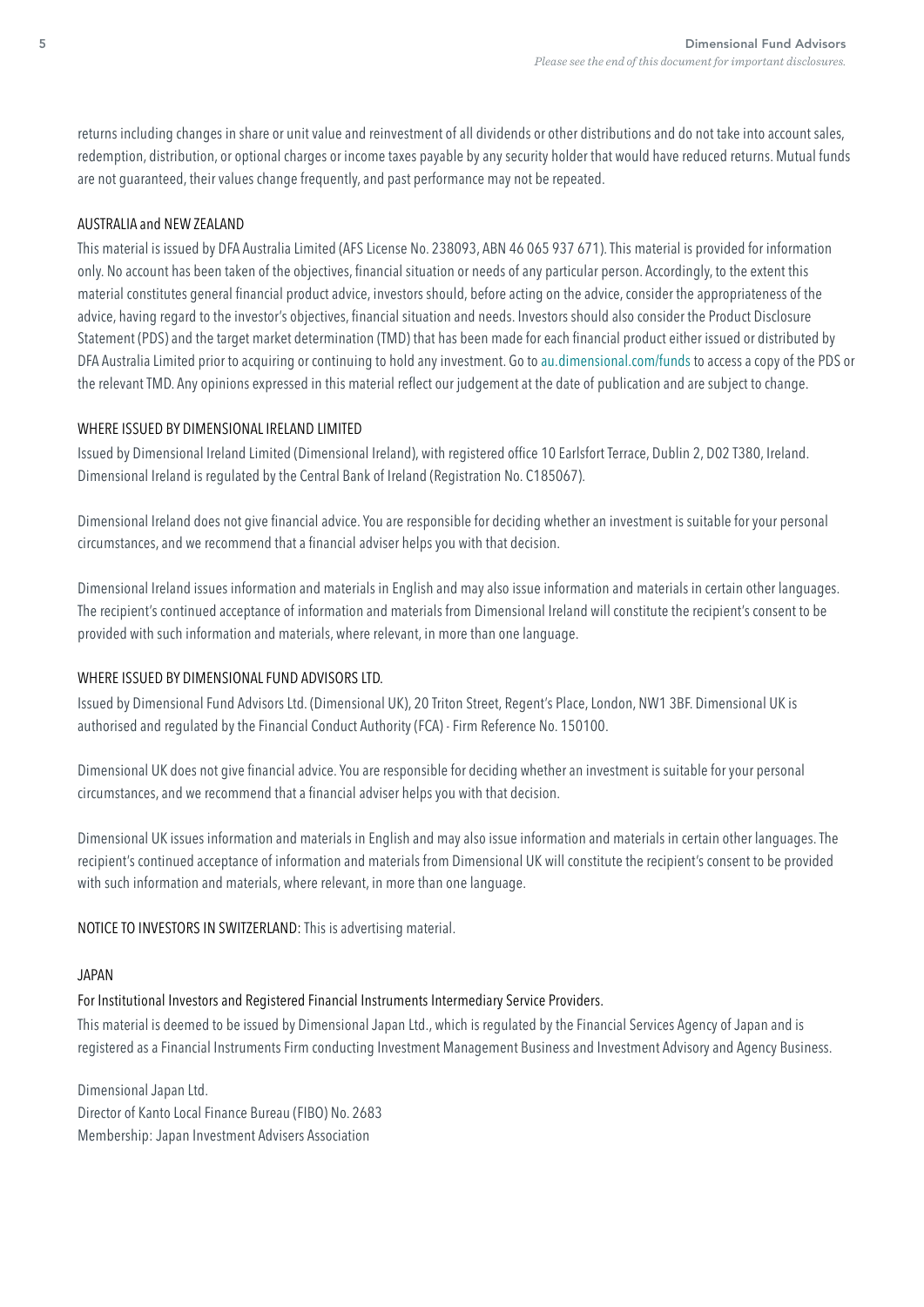returns including changes in share or unit value and reinvestment of all dividends or other distributions and do not take into account sales, redemption, distribution, or optional charges or income taxes payable by any security holder that would have reduced returns. Mutual funds are not guaranteed, their values change frequently, and past performance may not be repeated.

AUSTRALIA and NEW ZEALAND

This material is issued by DFA Australia Limited (AFS License No. 238093, ABN 46 065 937 671). This material is provided for information only. No account has been taken of the objectives, financial situation or needs of any particular person. Accordingly, to the extent this material constitutes general financial product advice, investors should, before acting on the advice, consider the appropriateness of the advice, having regard to the investor's objectives, financial situation and needs. Investors should also consider the Product Disclosure Statement (PDS) and the target market determination (TMD) that has been made for each financial product either issued or distributed by DFA Australia Limited prior to acquiring or continuing to hold any investment. Go to au.dimensional.com/funds to access a copy of the PDS or the relevant TMD. Any opinions expressed in this material reflect our judgement at the date of publication and are subject to change.

WHERE ISSUED BY DIMENSIONAL IRELAND LIMITED

Issued by Dimensional Ireland Limited (Dimensional Ireland), with registered office 10 Earlsfort Terrace, Dublin 2, D02 T380, Ireland. Dimensional Ireland is regulated by the Central Bank of Ireland (Registration No. C185067).

Dimensional Ireland does not give financial advice. You are responsible for deciding whether an investment is suitable for your personal circumstances, and we recommend that a financial adviser helps you with that decision.

Dimensional Ireland issues information and materials in English and may also issue information and materials in certain other languages. The recipient's continued acceptance of information and materials from Dimensional Ireland will constitute the recipient's consent to be provided with such information and materials, where relevant, in more than one language.

WHERE ISSUED BY DIMENSIONAL FUND ADVISORS LTD.

Issued by Dimensional Fund Advisors Ltd. (Dimensional UK), 20 Triton Street, Regent's Place, London, NW1 3BF. Dimensional UK is authorised and regulated by the Financial Conduct Authority (FCA) - Firm Reference No. 150100.

Dimensional UK does not give financial advice. You are responsible for deciding whether an investment is suitable for your personal circumstances, and we recommend that a financial adviser helps you with that decision.

Dimensional UK issues information and materials in English and may also issue information and materials in certain other languages. The recipient's continued acceptance of information and materials from Dimensional UK will constitute the recipient's consent to be provided with such information and materials, where relevant, in more than one language.

NOTICE TO INVESTORS IN SWITZERLAND: This is advertising material.

JAPAN

For Institutional Investors and Registered Financial Instruments Intermediary Service Providers.

This material is deemed to be issued by Dimensional Japan Ltd., which is regulated by the Financial Services Agency of Japan and is registered as a Financial Instruments Firm conducting Investment Management Business and Investment Advisory and Agency Business.

Dimensional Japan Ltd.
Director of Kanto Local Finance Bureau (FIBO) No. 2683
Membership: Japan Investment Advisers Association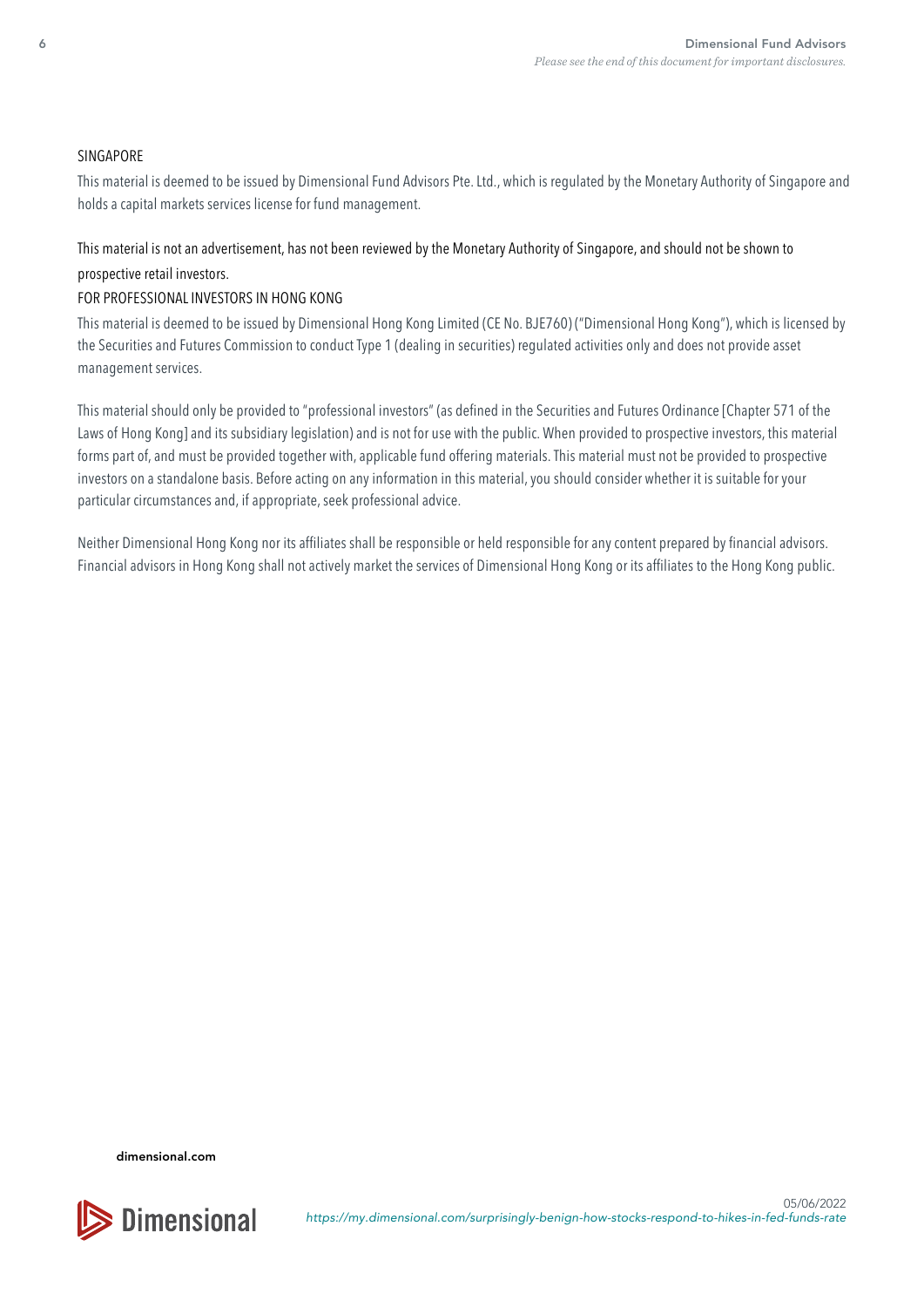SINGAPORE

This material is deemed to be issued by Dimensional Fund Advisors Pte. Ltd., which is regulated by the Monetary Authority of Singapore and holds a capital markets services license for fund management.

This material is not an advertisement, has not been reviewed by the Monetary Authority of Singapore, and should not be shown to prospective retail investors.

FOR PROFESSIONAL INVESTORS IN HONG KONG

This material is deemed to be issued by Dimensional Hong Kong Limited (CE No. BJE760) ("Dimensional Hong Kong"), which is licensed by the Securities and Futures Commission to conduct Type 1 (dealing in securities) regulated activities only and does not provide asset management services.

This material should only be provided to "professional investors" (as defined in the Securities and Futures Ordinance [Chapter 571 of the Laws of Hong Kong] and its subsidiary legislation) and is not for use with the public. When provided to prospective investors, this material forms part of, and must be provided together with, applicable fund offering materials. This material must not be provided to prospective investors on a standalone basis. Before acting on any information in this material, you should consider whether it is suitable for your particular circumstances and, if appropriate, seek professional advice.

Neither Dimensional Hong Kong nor its affiliates shall be responsible or held responsible for any content prepared by financial advisors. Financial advisors in Hong Kong shall not actively market the services of Dimensional Hong Kong or its affiliates to the Hong Kong public.